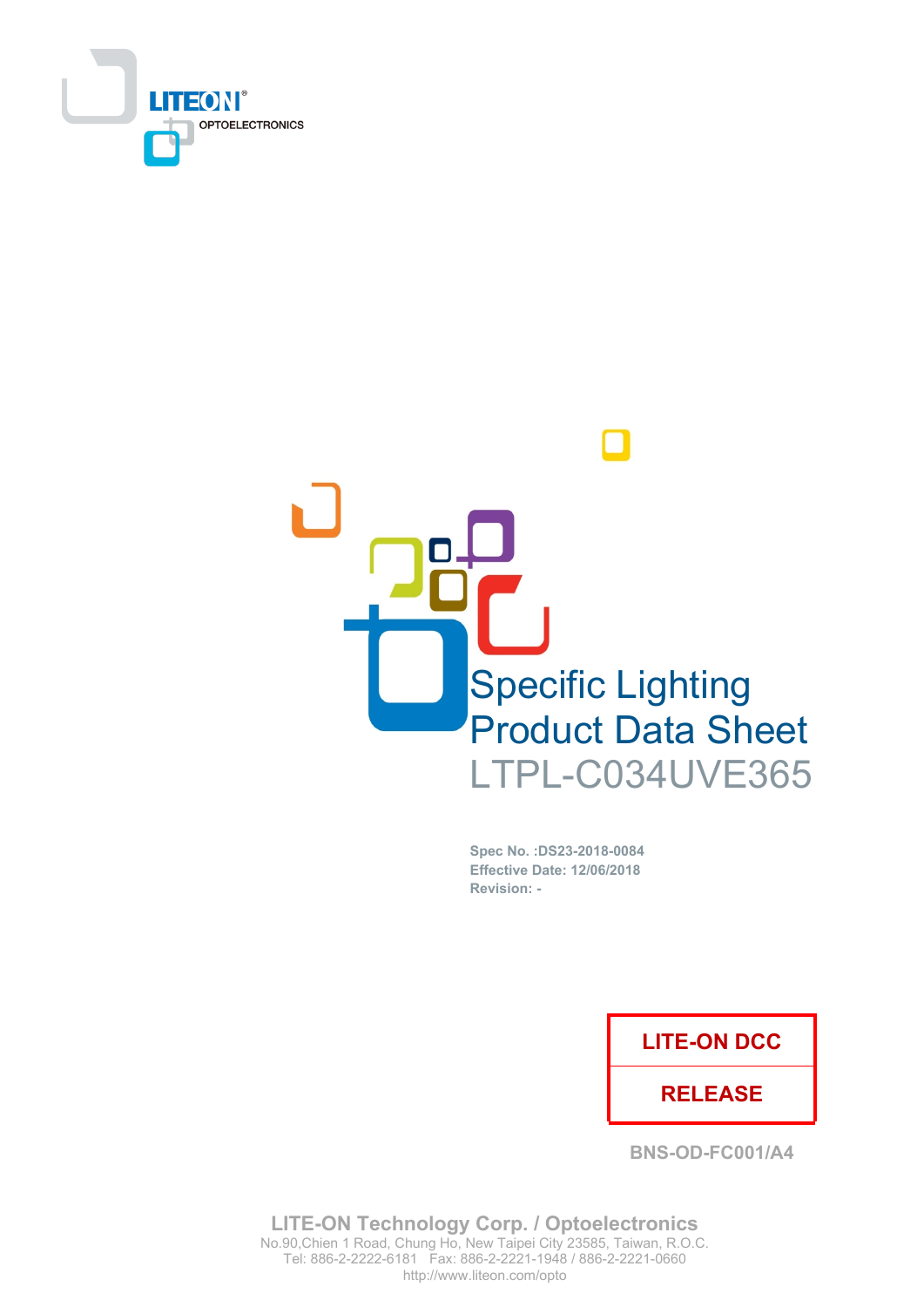LITEON® OPTOELECTRONICS

# Specific Lighting Product Data Sheet

## LTPL-C034UVE365

**Spec No. :DS23-2018-0084**
**Effective Date: 12/06/2018**
**Revision: -**

| LITE-ON DCC |
| --- |
| RELEASE |

BNS-OD-FC001/A4

**LITE-ON Technology Corp. / Optoelectronics**
No.90,Chien 1 Road, Chung Ho, New Taipei City 23585, Taiwan, R.O.C.
Tel: 886-2-2222-6181 Fax: 886-2-2221-1948 / 886-2-2221-0660
http://www.liteon.com/opto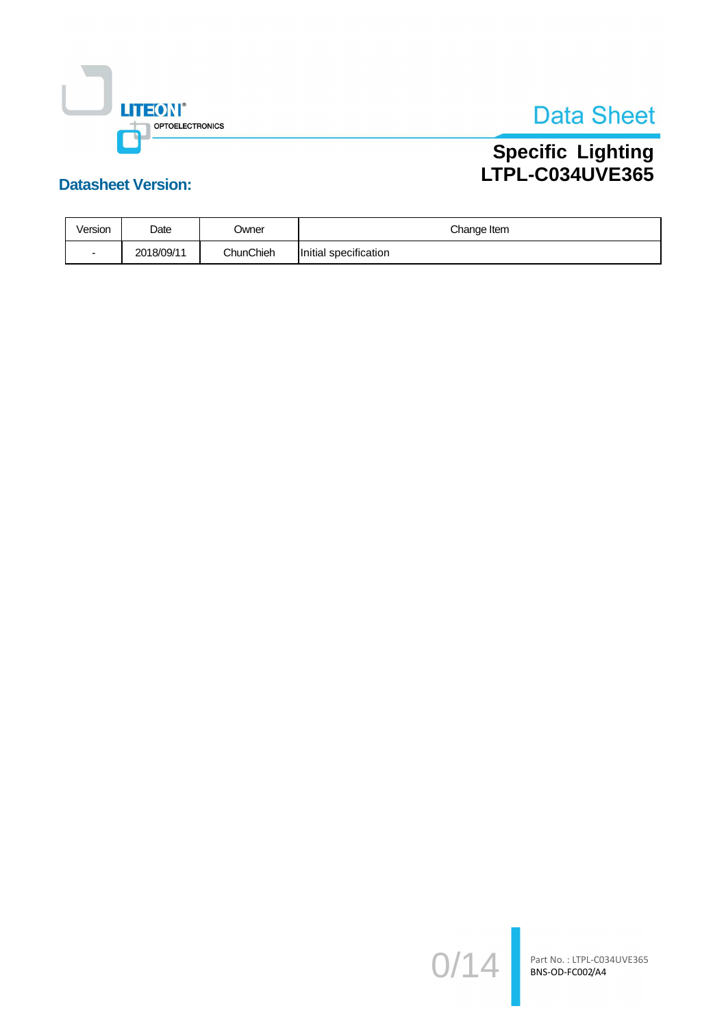# Data Sheet

## Specific Lighting
## LTPL-C034UVE365

### Datasheet Version:

| Version | Date | Owner | Change Item |
|---|---|---|---|
| - | 2018/09/11 | ChunChieh | Initial specification |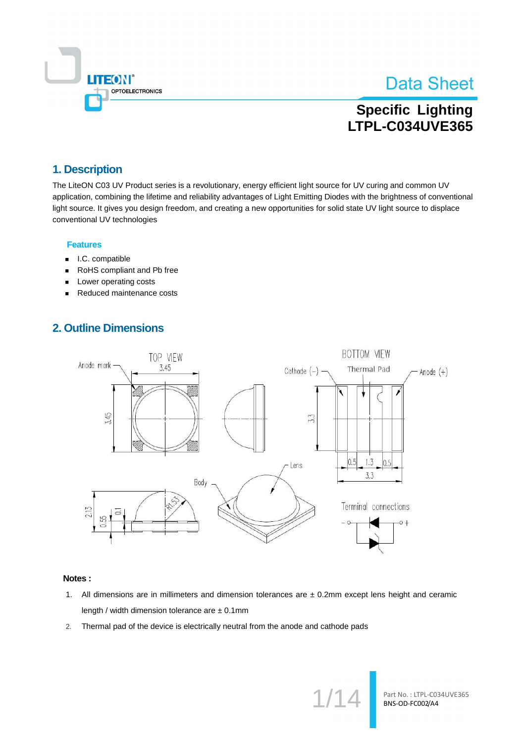Specific Lighting
LTPL-C034UVE365

## 1. Description

The LiteON C03 UV Product series is a revolutionary, energy efficient light source for UV curing and common UV application, combining the lifetime and reliability advantages of Light Emitting Diodes with the brightness of conventional light source. It gives you design freedom, and creating a new opportunities for solid state UV light source to displace conventional UV technologies

### Features

- I.C. compatible
- RoHS compliant and Pb free
- Lower operating costs
- Reduced maintenance costs

## 2. Outline Dimensions

**Notes :**

1. All dimensions are in millimeters and dimension tolerances are ± 0.2mm except lens height and ceramic length / width dimension tolerance are ± 0.1mm
2. Thermal pad of the device is electrically neutral from the anode and cathode pads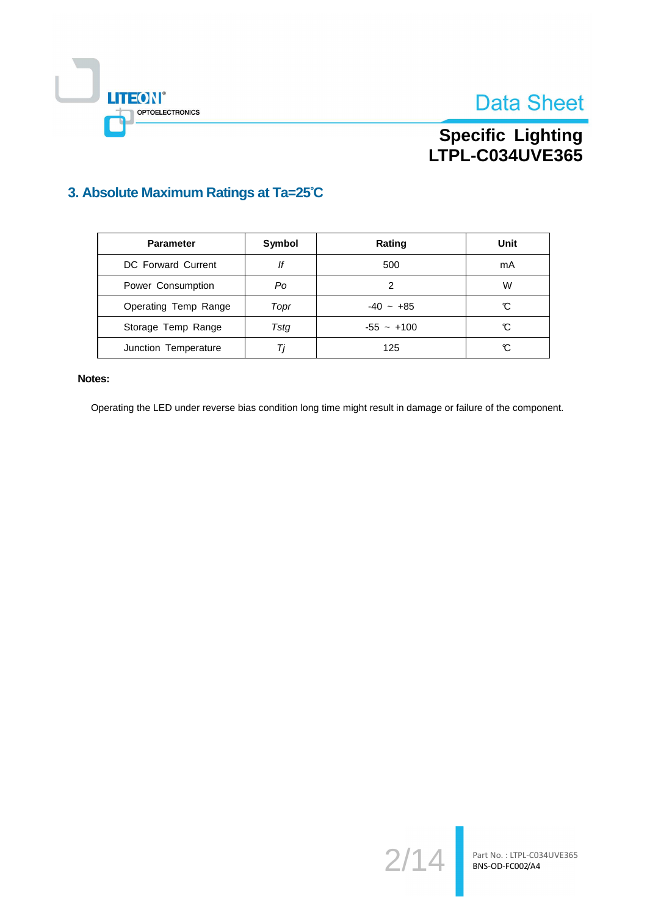## 3. Absolute Maximum Ratings at Ta=25℃

| Parameter | Symbol | Rating | Unit |
|---|---|---|---|
| DC Forward Current | *If* | 500 | mA |
| Power Consumption | *Po* | 2 | W |
| Operating Temp Range | *Topr* | -40 ~ +85 | ℃ |
| Storage Temp Range | *Tstg* | -55 ~ +100 | ℃ |
| Junction Temperature | *Tj* | 125 | ℃ |

**Notes:**

Operating the LED under reverse bias condition long time might result in damage or failure of the component.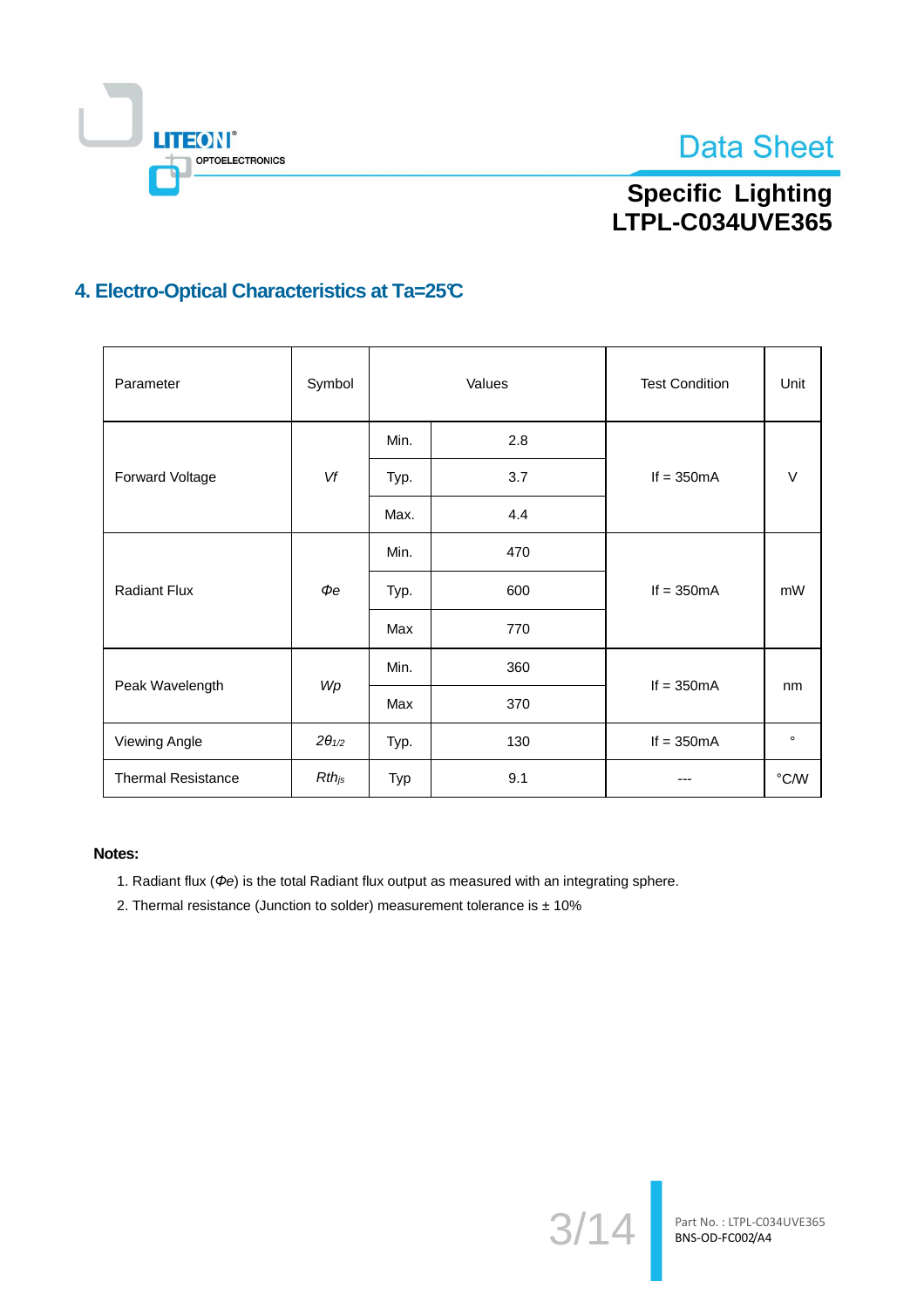## 4. Electro-Optical Characteristics at Ta=25℃

| Parameter | Symbol | Values | | Test Condition | Unit |
|---|---|---|---|---|---|
| Forward Voltage | *Vf* | Min. | 2.8 | If = 350mA | V |
| | | Typ. | 3.7 | | |
| | | Max. | 4.4 | | |
| Radiant Flux | *Φe* | Min. | 470 | If = 350mA | mW |
| | | Typ. | 600 | | |
| | | Max | 770 | | |
| Peak Wavelength | *Wp* | Min. | 360 | If = 350mA | nm |
| | | Max | 370 | | |
| Viewing Angle | $2\theta_{1/2}$ | Typ. | 130 | If = 350mA | ° |
| Thermal Resistance | $Rth_{js}$ | Typ | 9.1 | --- | °C/W |

**Notes:**

1. Radiant flux (*Φe*) is the total Radiant flux output as measured with an integrating sphere.
2. Thermal resistance (Junction to solder) measurement tolerance is ± 10%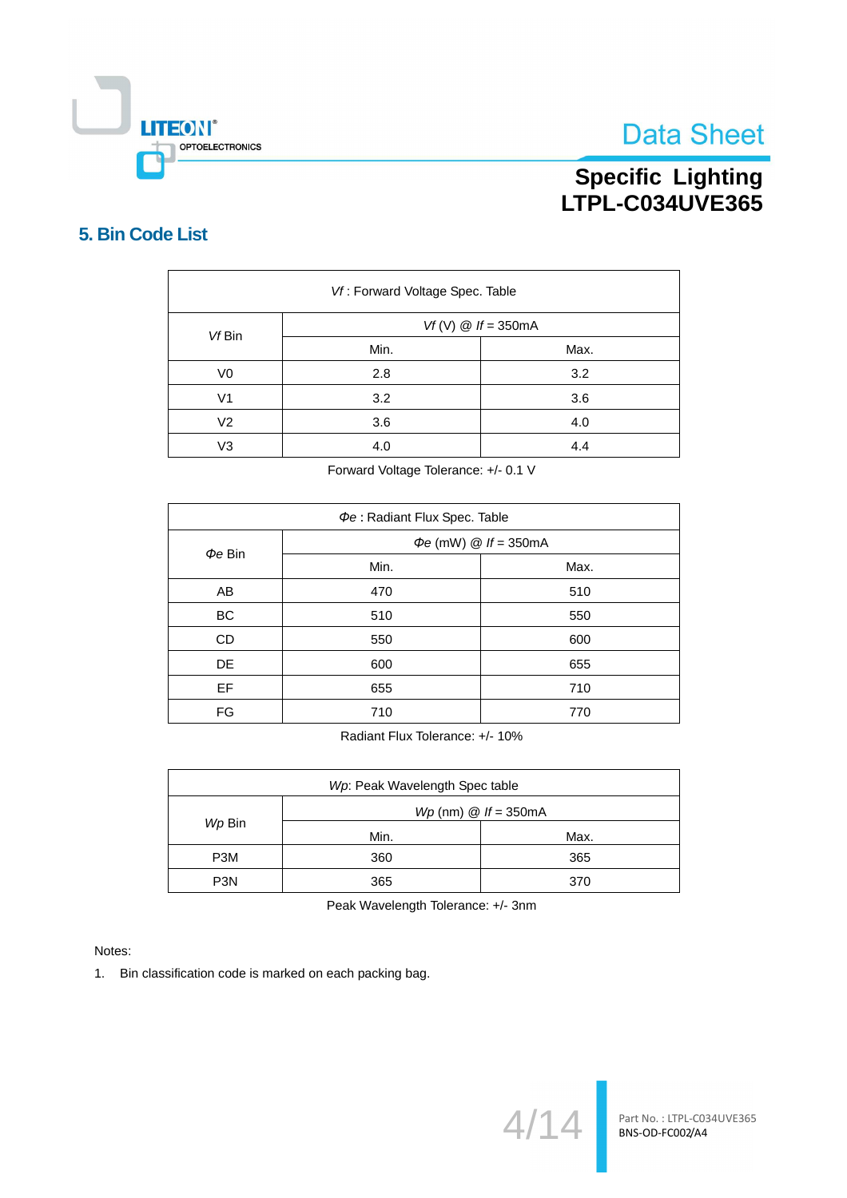## 5. Bin Code List

| *Vf* : Forward Voltage Spec. Table | | |
|---|---|---|
| *Vf* Bin | *Vf* (V) @ *If* = 350mA | |
| | Min. | Max. |
| V0 | 2.8 | 3.2 |
| V1 | 3.2 | 3.6 |
| V2 | 3.6 | 4.0 |
| V3 | 4.0 | 4.4 |

Forward Voltage Tolerance: +/- 0.1 V

| *Φe* : Radiant Flux Spec. Table | | |
|---|---|---|
| *Φe* Bin | *Φe* (mW) @ *If* = 350mA | |
| | Min. | Max. |
| AB | 470 | 510 |
| BC | 510 | 550 |
| CD | 550 | 600 |
| DE | 600 | 655 |
| EF | 655 | 710 |
| FG | 710 | 770 |

Radiant Flux Tolerance: +/- 10%

| *Wp*: Peak Wavelength Spec table | | |
|---|---|---|
| *Wp* Bin | *Wp* (nm) @ *If* = 350mA | |
| | Min. | Max. |
| P3M | 360 | 365 |
| P3N | 365 | 370 |

Peak Wavelength Tolerance: +/- 3nm

Notes:

1. Bin classification code is marked on each packing bag.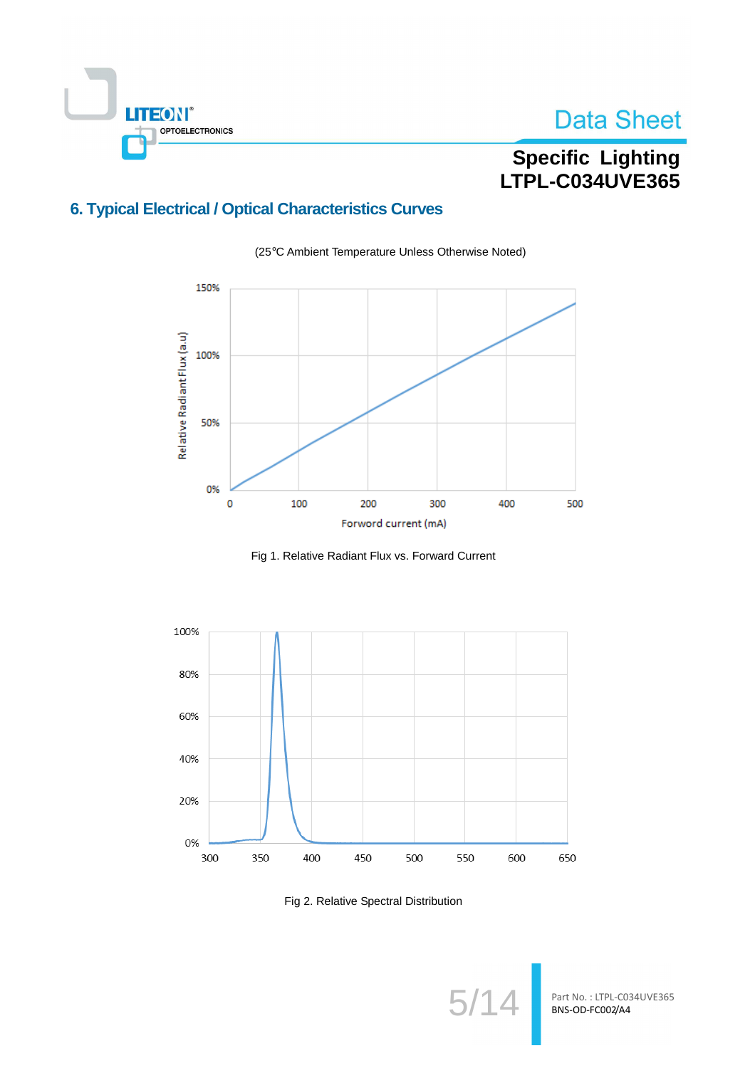## 6. Typical Electrical / Optical Characteristics Curves

(25℃ Ambient Temperature Unless Otherwise Noted)

Fig 1. Relative Radiant Flux vs. Forward Current

Fig 2. Relative Spectral Distribution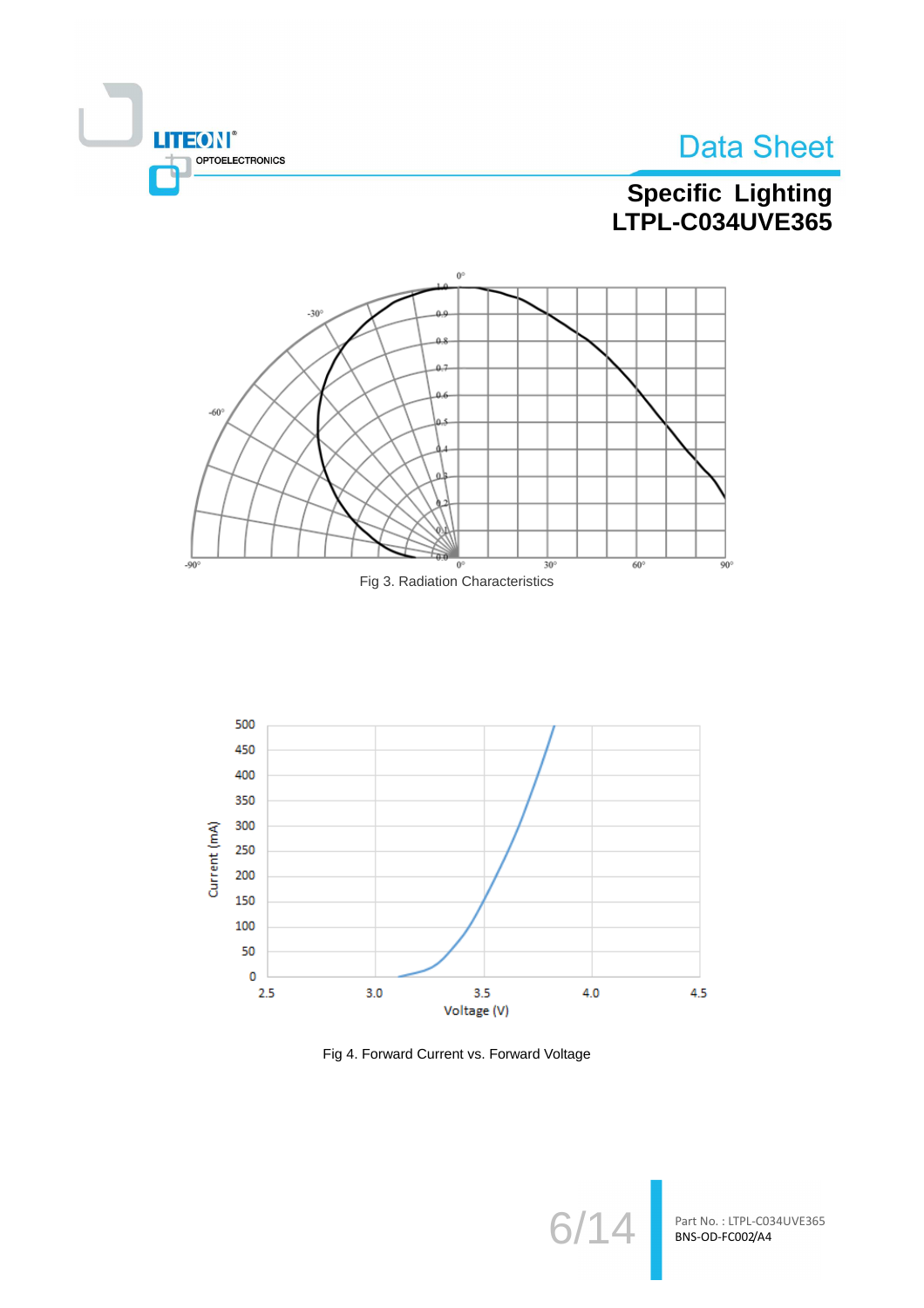Fig 3. Radiation Characteristics

Fig 4. Forward Current vs. Forward Voltage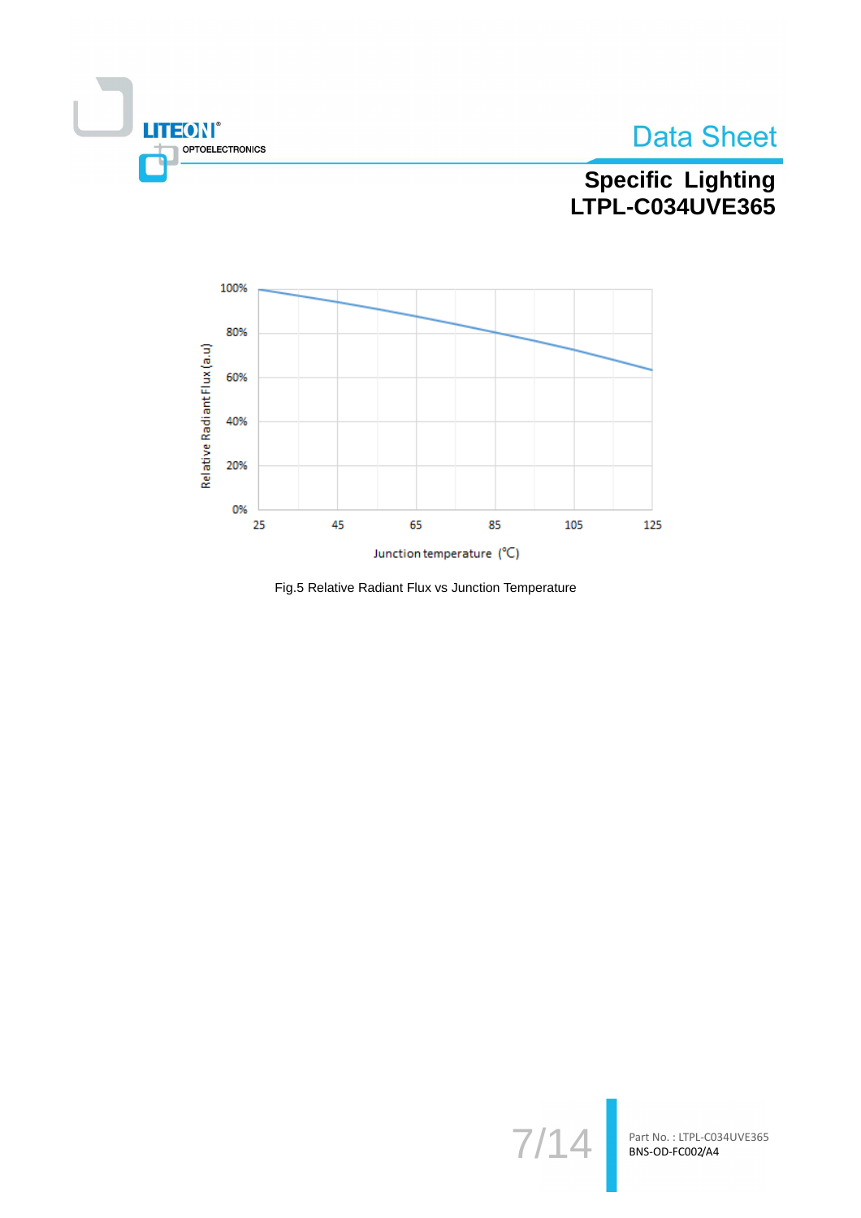# Data Sheet

**Specific Lighting**
**LTPL-C034UVE365**

Fig.5 Relative Radiant Flux vs Junction Temperature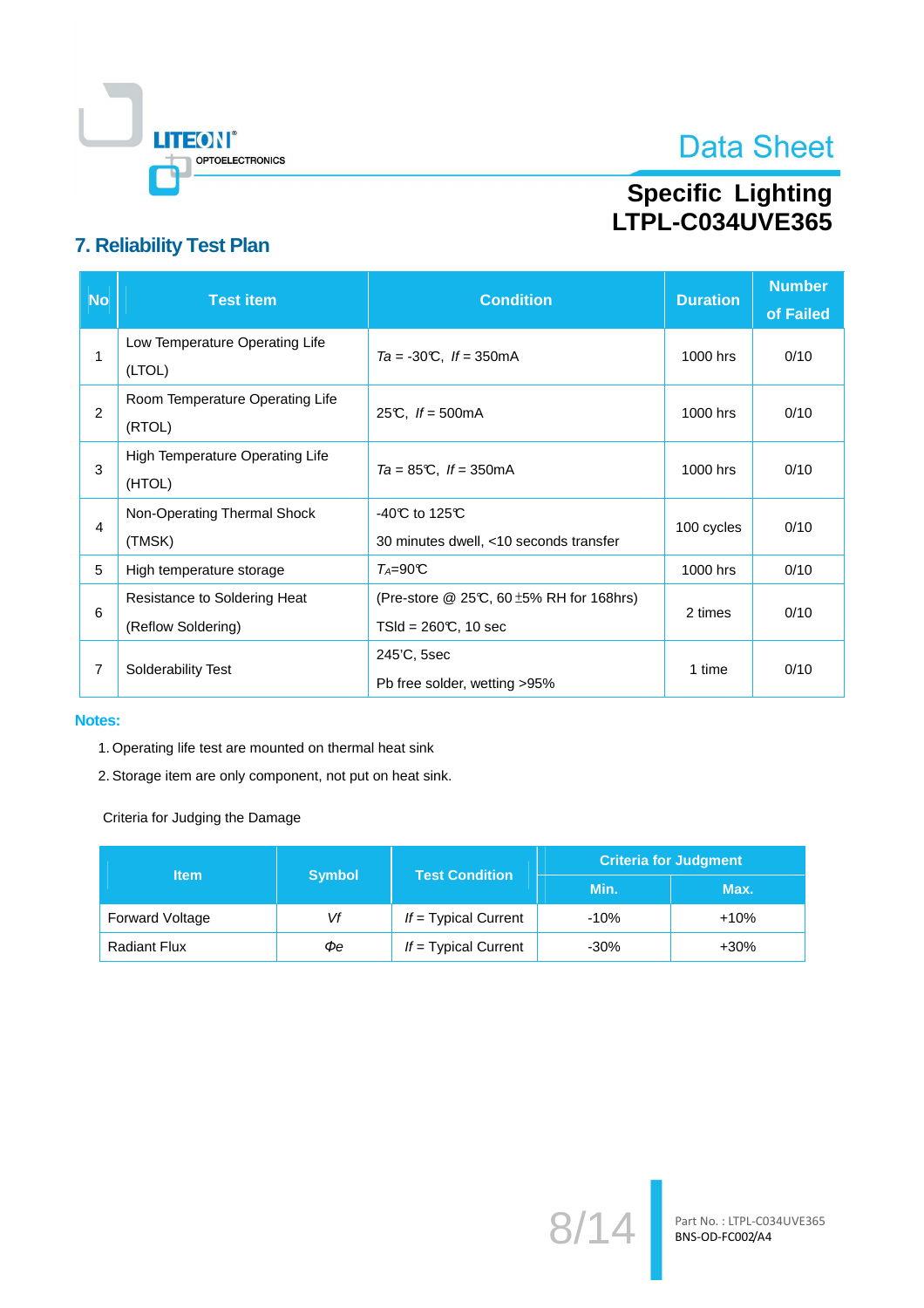## 7. Reliability Test Plan

| No | Test item | Condition | Duration | Number of Failed |
|---|---|---|---|---|
| 1 | Low Temperature Operating Life (LTOL) | *Ta* = -30℃, *If* = 350mA | 1000 hrs | 0/10 |
| 2 | Room Temperature Operating Life (RTOL) | 25℃, *If* = 500mA | 1000 hrs | 0/10 |
| 3 | High Temperature Operating Life (HTOL) | *Ta* = 85℃, *If* = 350mA | 1000 hrs | 0/10 |
| 4 | Non-Operating Thermal Shock (TMSK) | -40℃ to 125℃ 30 minutes dwell, <10 seconds transfer | 100 cycles | 0/10 |
| 5 | High temperature storage | $T_A$=90℃ | 1000 hrs | 0/10 |
| 6 | Resistance to Soldering Heat (Reflow Soldering) | (Pre-store @ 25℃, 60 ±5% RH for 168hrs) TSld = 260℃, 10 sec | 2 times | 0/10 |
| 7 | Solderability Test | 245'C, 5sec Pb free solder, wetting >95% | 1 time | 0/10 |

**Notes:**

1. Operating life test are mounted on thermal heat sink
2. Storage item are only component, not put on heat sink.

Criteria for Judging the Damage

| Item | Symbol | Test Condition | Criteria for Judgment | |
|---|---|---|---|---|
| | | | Min. | Max. |
| Forward Voltage | *Vf* | *If* = Typical Current | -10% | +10% |
| Radiant Flux | *Φe* | *If* = Typical Current | -30% | +30% |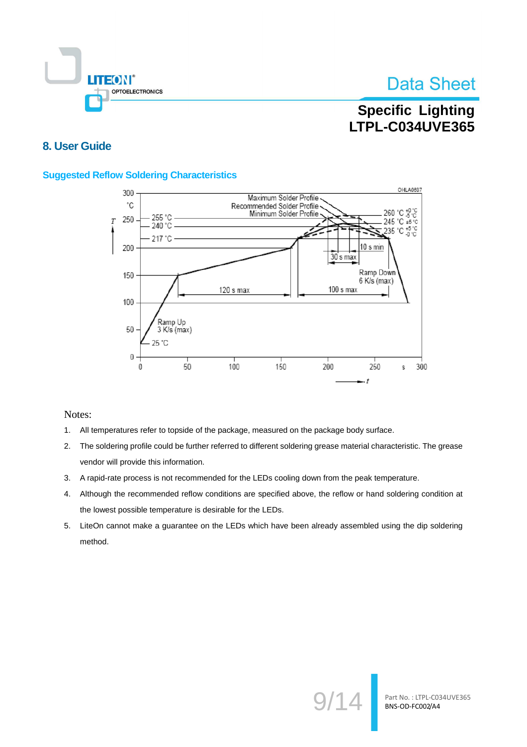## 8. User Guide

### Suggested Reflow Soldering Characteristics

Notes:

1. All temperatures refer to topside of the package, measured on the package body surface.
2. The soldering profile could be further referred to different soldering grease material characteristic. The grease vendor will provide this information.
3. A rapid-rate process is not recommended for the LEDs cooling down from the peak temperature.
4. Although the recommended reflow conditions are specified above, the reflow or hand soldering condition at the lowest possible temperature is desirable for the LEDs.
5. LiteOn cannot make a guarantee on the LEDs which have been already assembled using the dip soldering method.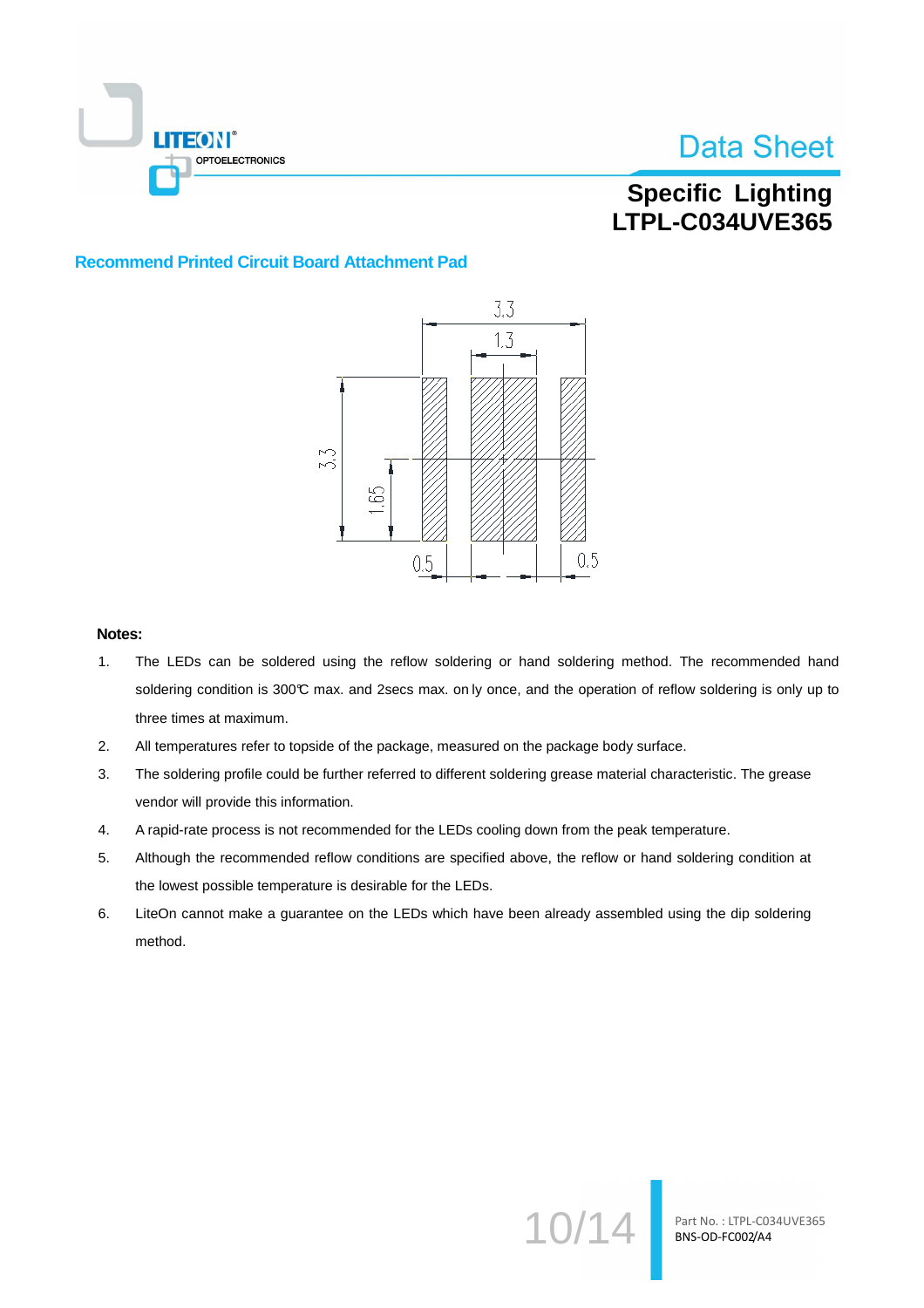## Recommend Printed Circuit Board Attachment Pad

**Notes:**

1. The LEDs can be soldered using the reflow soldering or hand soldering method. The recommended hand soldering condition is 300℃ max. and 2secs max. on ly once, and the operation of reflow soldering is only up to three times at maximum.
2. All temperatures refer to topside of the package, measured on the package body surface.
3. The soldering profile could be further referred to different soldering grease material characteristic. The grease vendor will provide this information.
4. A rapid-rate process is not recommended for the LEDs cooling down from the peak temperature.
5. Although the recommended reflow conditions are specified above, the reflow or hand soldering condition at the lowest possible temperature is desirable for the LEDs.
6. LiteOn cannot make a guarantee on the LEDs which have been already assembled using the dip soldering method.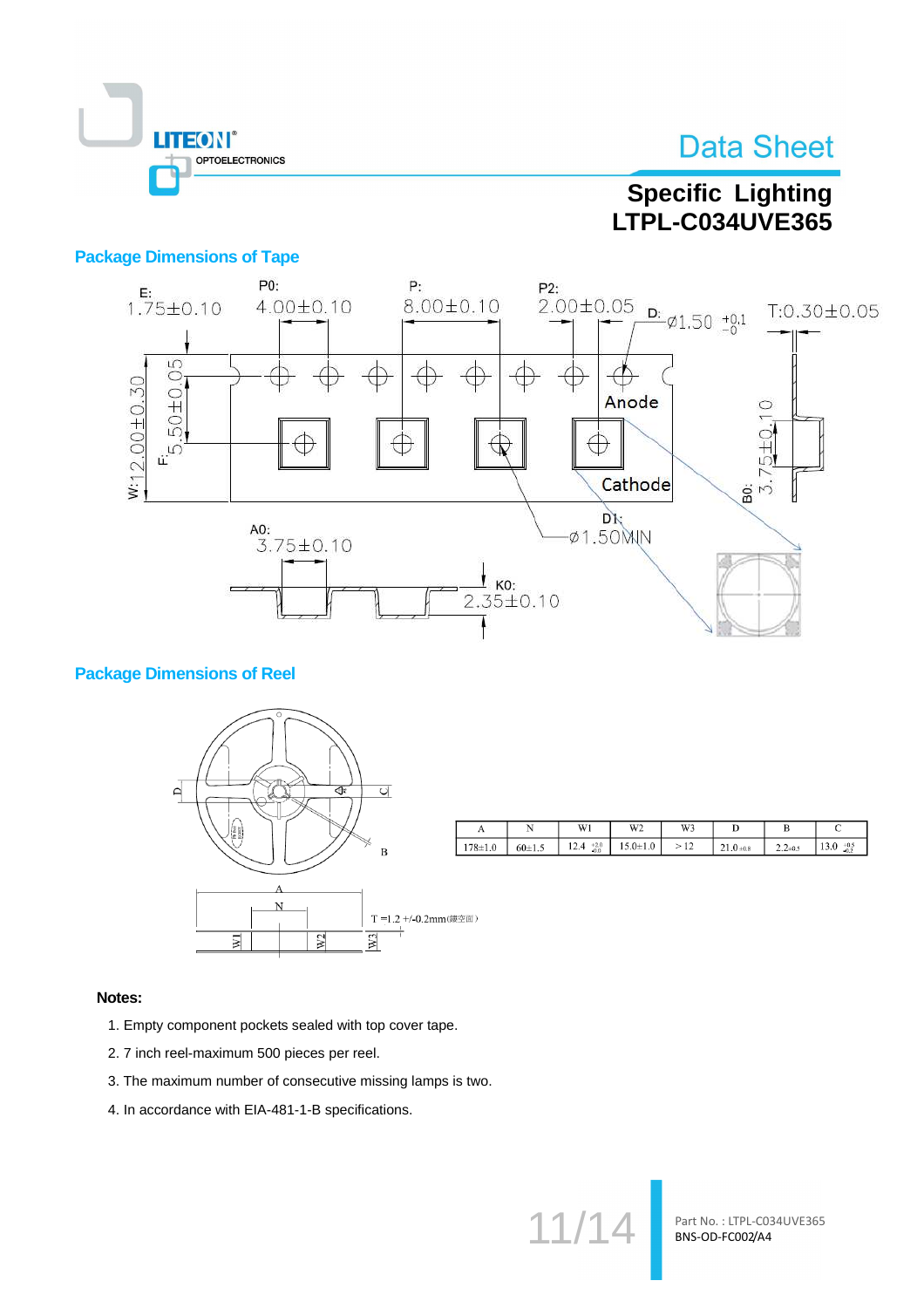## Package Dimensions of Tape

E: 1.75±0.10

P0: 4.00±0.10

P: 8.00±0.10

P2: 2.00±0.05

D: Ø1.50 +0.1/−0

T: 0.30±0.05

W: 12.00±0.30

F: 5.50±0.05

B0: 3.75±0.10

A0: 3.75±0.10

K0: 2.35±0.10

D1: Ø1.50MIN

Anode

Cathode

## Package Dimensions of Reel

| A | N | W1 | W2 | W3 | D | B | C |
|---|---|---|---|---|---|---|---|
| 178±1.0 | 60±1.5 | 12.4 +2.0/−0.0 | 15.0±1.0 | >12 | 21.0±0.8 | 2.2±0.5 | 13.0 +0.5/−0.2 |

T =1.2 +/-0.2mm

**Notes:**

1. Empty component pockets sealed with top cover tape.
2. 7 inch reel-maximum 500 pieces per reel.
3. The maximum number of consecutive missing lamps is two.
4. In accordance with EIA-481-1-B specifications.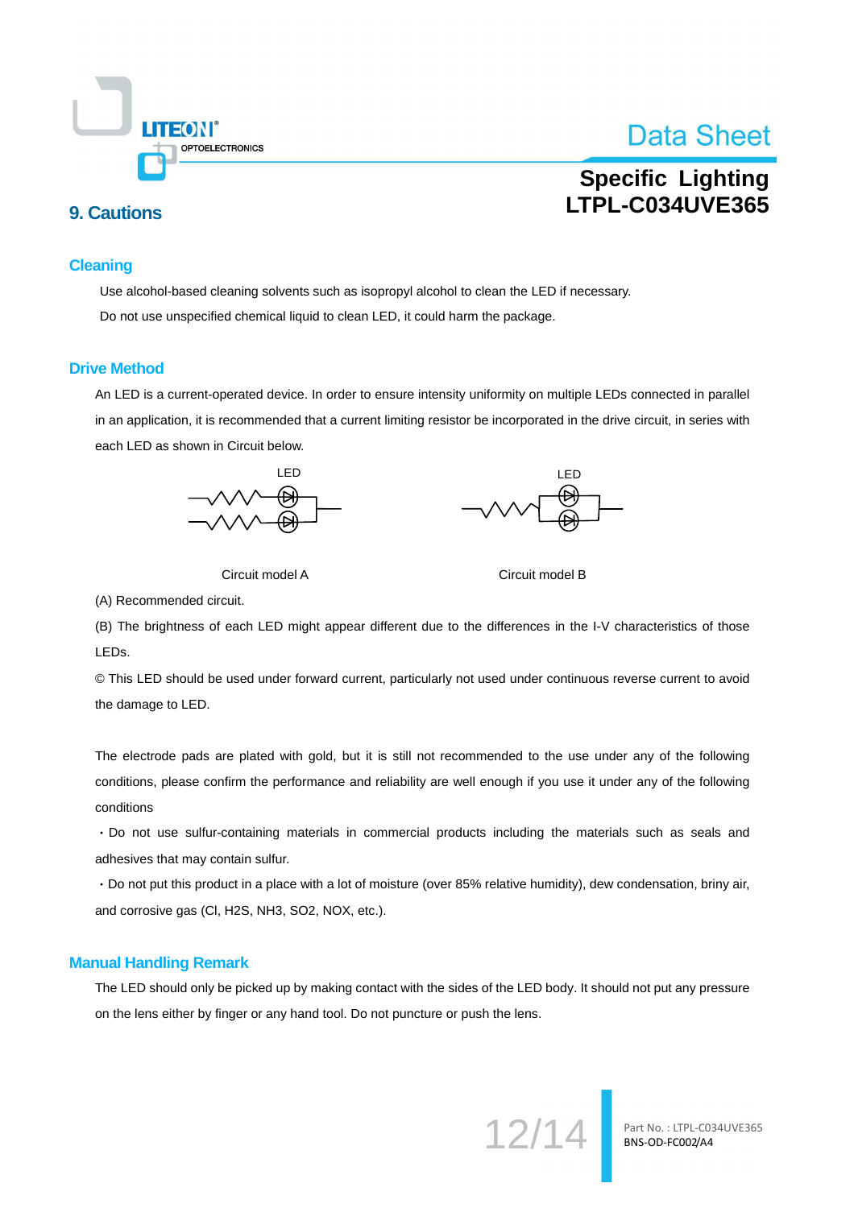# 9. Cautions

## Cleaning

Use alcohol-based cleaning solvents such as isopropyl alcohol to clean the LED if necessary.

Do not use unspecified chemical liquid to clean LED, it could harm the package.

## Drive Method

An LED is a current-operated device. In order to ensure intensity uniformity on multiple LEDs connected in parallel in an application, it is recommended that a current limiting resistor be incorporated in the drive circuit, in series with each LED as shown in Circuit below.

LED LED

Circuit model A Circuit model B

(A) Recommended circuit.

(B) The brightness of each LED might appear different due to the differences in the I-V characteristics of those LEDs.

© This LED should be used under forward current, particularly not used under continuous reverse current to avoid the damage to LED.

The electrode pads are plated with gold, but it is still not recommended to the use under any of the following conditions, please confirm the performance and reliability are well enough if you use it under any of the following conditions

・Do not use sulfur-containing materials in commercial products including the materials such as seals and adhesives that may contain sulfur.

・Do not put this product in a place with a lot of moisture (over 85% relative humidity), dew condensation, briny air, and corrosive gas (Cl, H2S, NH3, SO2, NOX, etc.).

## Manual Handling Remark

The LED should only be picked up by making contact with the sides of the LED body. It should not put any pressure on the lens either by finger or any hand tool. Do not puncture or push the lens.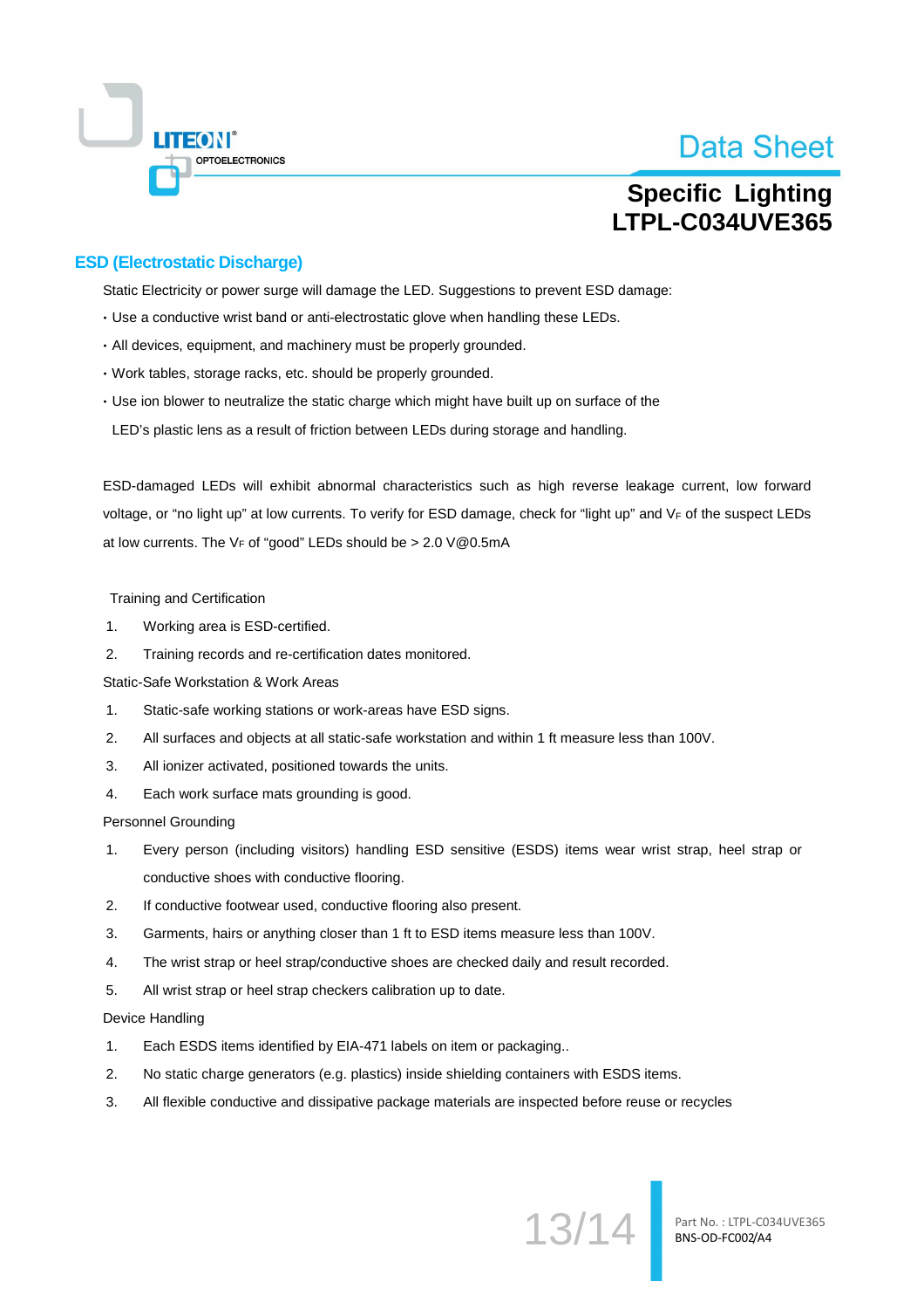## ESD (Electrostatic Discharge)

Static Electricity or power surge will damage the LED. Suggestions to prevent ESD damage:

- Use a conductive wrist band or anti-electrostatic glove when handling these LEDs.
- All devices, equipment, and machinery must be properly grounded.
- Work tables, storage racks, etc. should be properly grounded.
- Use ion blower to neutralize the static charge which might have built up on surface of the LED's plastic lens as a result of friction between LEDs during storage and handling.

ESD-damaged LEDs will exhibit abnormal characteristics such as high reverse leakage current, low forward voltage, or "no light up" at low currents. To verify for ESD damage, check for "light up" and $V_F$ of the suspect LEDs at low currents. The $V_F$ of "good" LEDs should be > 2.0 V@0.5mA

Training and Certification

1. Working area is ESD-certified.
2. Training records and re-certification dates monitored.

Static-Safe Workstation & Work Areas

1. Static-safe working stations or work-areas have ESD signs.
2. All surfaces and objects at all static-safe workstation and within 1 ft measure less than 100V.
3. All ionizer activated, positioned towards the units.
4. Each work surface mats grounding is good.

Personnel Grounding

1. Every person (including visitors) handling ESD sensitive (ESDS) items wear wrist strap, heel strap or conductive shoes with conductive flooring.
2. If conductive footwear used, conductive flooring also present.
3. Garments, hairs or anything closer than 1 ft to ESD items measure less than 100V.
4. The wrist strap or heel strap/conductive shoes are checked daily and result recorded.
5. All wrist strap or heel strap checkers calibration up to date.

Device Handling

1. Each ESDS items identified by EIA-471 labels on item or packaging..
2. No static charge generators (e.g. plastics) inside shielding containers with ESDS items.
3. All flexible conductive and dissipative package materials are inspected before reuse or recycles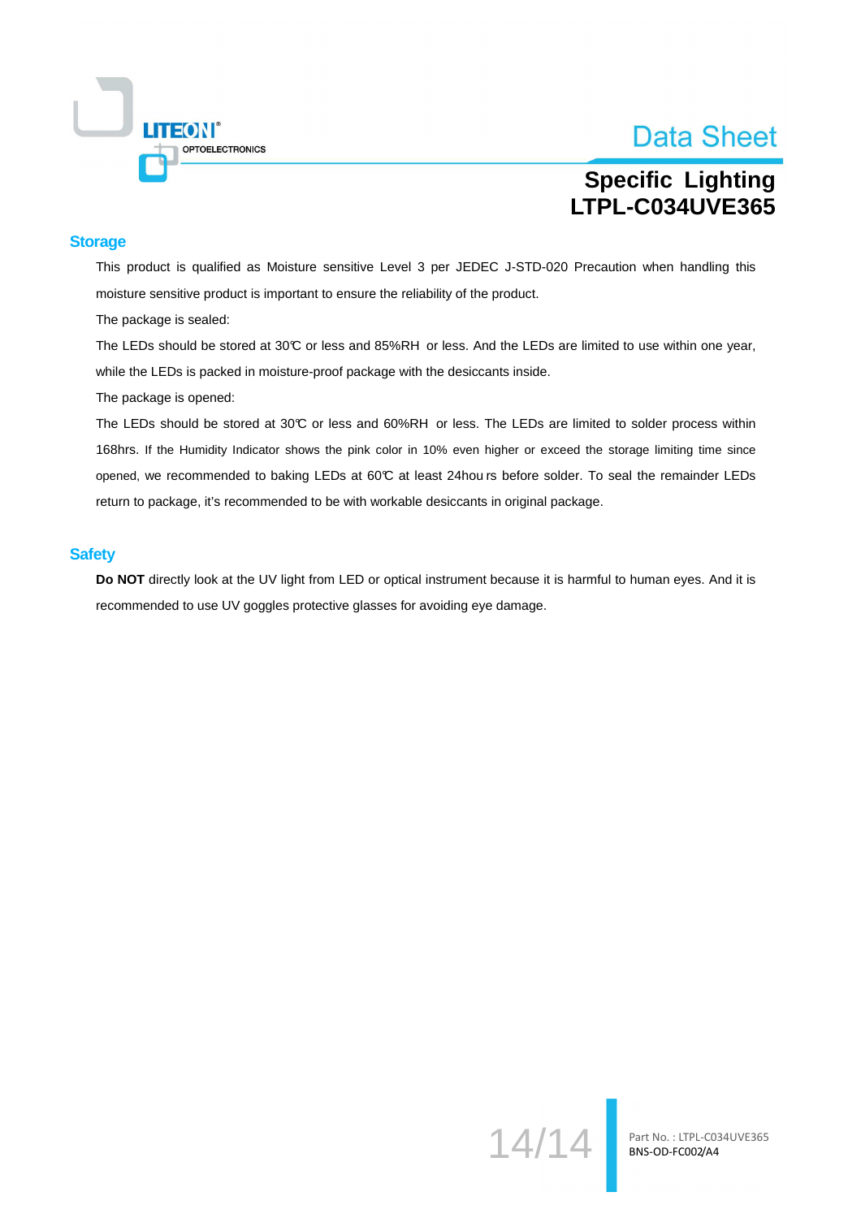## Storage

This product is qualified as Moisture sensitive Level 3 per JEDEC J-STD-020 Precaution when handling this moisture sensitive product is important to ensure the reliability of the product.

The package is sealed:

The LEDs should be stored at 30℃ or less and 85%RH or less. And the LEDs are limited to use within one year, while the LEDs is packed in moisture-proof package with the desiccants inside.

The package is opened:

The LEDs should be stored at 30℃ or less and 60%RH or less. The LEDs are limited to solder process within 168hrs. If the Humidity Indicator shows the pink color in 10% even higher or exceed the storage limiting time since opened, we recommended to baking LEDs at 60℃ at least 24hours before solder. To seal the remainder LEDs return to package, it's recommended to be with workable desiccants in original package.

## Safety

**Do NOT** directly look at the UV light from LED or optical instrument because it is harmful to human eyes. And it is recommended to use UV goggles protective glasses for avoiding eye damage.